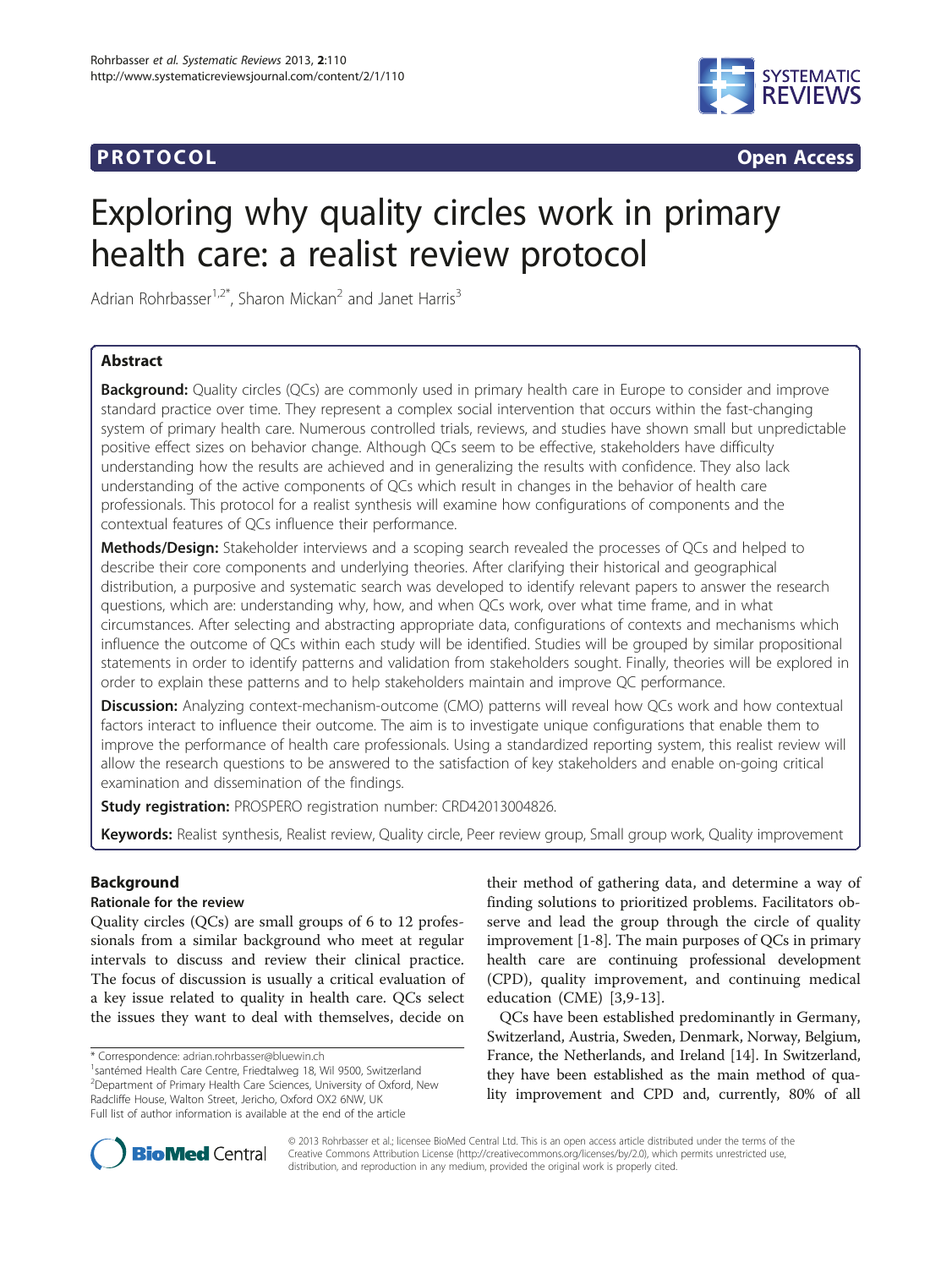**PROTOCOL** **Open Access**

# Exploring why quality circles work in primary health care: a realist review protocol

Adrian Rohrbasser[1,2*], Sharon Mickan[2] and Janet Harris[3]

## Abstract

**Background:** Quality circles (QCs) are commonly used in primary health care in Europe to consider and improve standard practice over time. They represent a complex social intervention that occurs within the fast-changing system of primary health care. Numerous controlled trials, reviews, and studies have shown small but unpredictable positive effect sizes on behavior change. Although QCs seem to be effective, stakeholders have difficulty understanding how the results are achieved and in generalizing the results with confidence. They also lack understanding of the active components of QCs which result in changes in the behavior of health care professionals. This protocol for a realist synthesis will examine how configurations of components and the contextual features of QCs influence their performance.

**Methods/Design:** Stakeholder interviews and a scoping search revealed the processes of QCs and helped to describe their core components and underlying theories. After clarifying their historical and geographical distribution, a purposive and systematic search was developed to identify relevant papers to answer the research questions, which are: understanding why, how, and when QCs work, over what time frame, and in what circumstances. After selecting and abstracting appropriate data, configurations of contexts and mechanisms which influence the outcome of QCs within each study will be identified. Studies will be grouped by similar propositional statements in order to identify patterns and validation from stakeholders sought. Finally, theories will be explored in order to explain these patterns and to help stakeholders maintain and improve QC performance.

**Discussion:** Analyzing context-mechanism-outcome (CMO) patterns will reveal how QCs work and how contextual factors interact to influence their outcome. The aim is to investigate unique configurations that enable them to improve the performance of health care professionals. Using a standardized reporting system, this realist review will allow the research questions to be answered to the satisfaction of key stakeholders and enable on-going critical examination and dissemination of the findings.

**Study registration:** PROSPERO registration number: CRD42013004826.

**Keywords:** Realist synthesis, Realist review, Quality circle, Peer review group, Small group work, Quality improvement

## Background

### Rationale for the review

Quality circles (QCs) are small groups of 6 to 12 professionals from a similar background who meet at regular intervals to discuss and review their clinical practice. The focus of discussion is usually a critical evaluation of a key issue related to quality in health care. QCs select the issues they want to deal with themselves, decide on their method of gathering data, and determine a way of finding solutions to prioritized problems. Facilitators observe and lead the group through the circle of quality improvement [1-8]. The main purposes of QCs in primary health care are continuing professional development (CPD), quality improvement, and continuing medical education (CME) [3,9-13].

QCs have been established predominantly in Germany, Switzerland, Austria, Sweden, Denmark, Norway, Belgium, France, the Netherlands, and Ireland [14]. In Switzerland, they have been established as the main method of quality improvement and CPD and, currently, 80% of all

\* Correspondence: adrian.rohrbasser@bluewin.ch
[1]santémed Health Care Centre, Friedtalweg 18, Wil 9500, Switzerland
[2]Department of Primary Health Care Sciences, University of Oxford, New Radcliffe House, Walton Street, Jericho, Oxford OX2 6NW, UK
Full list of author information is available at the end of the article

© 2013 Rohrbasser et al.; licensee BioMed Central Ltd. This is an open access article distributed under the terms of the Creative Commons Attribution License (http://creativecommons.org/licenses/by/2.0), which permits unrestricted use, distribution, and reproduction in any medium, provided the original work is properly cited.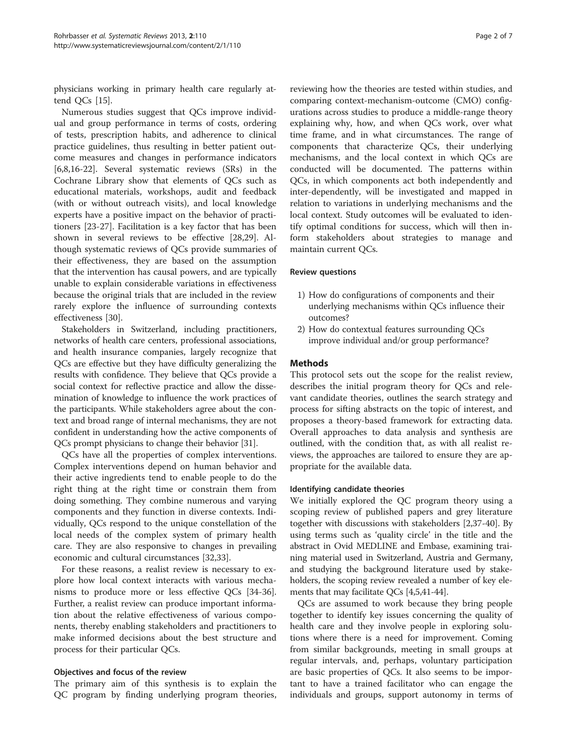physicians working in primary health care regularly attend QCs [15].

Numerous studies suggest that QCs improve individual and group performance in terms of costs, ordering of tests, prescription habits, and adherence to clinical practice guidelines, thus resulting in better patient outcome measures and changes in performance indicators [6,8,16-22]. Several systematic reviews (SRs) in the Cochrane Library show that elements of QCs such as educational materials, workshops, audit and feedback (with or without outreach visits), and local knowledge experts have a positive impact on the behavior of practitioners [23-27]. Facilitation is a key factor that has been shown in several reviews to be effective [28,29]. Although systematic reviews of QCs provide summaries of their effectiveness, they are based on the assumption that the intervention has causal powers, and are typically unable to explain considerable variations in effectiveness because the original trials that are included in the review rarely explore the influence of surrounding contexts effectiveness [30].

Stakeholders in Switzerland, including practitioners, networks of health care centers, professional associations, and health insurance companies, largely recognize that QCs are effective but they have difficulty generalizing the results with confidence. They believe that QCs provide a social context for reflective practice and allow the dissemination of knowledge to influence the work practices of the participants. While stakeholders agree about the context and broad range of internal mechanisms, they are not confident in understanding how the active components of QCs prompt physicians to change their behavior [31].

QCs have all the properties of complex interventions. Complex interventions depend on human behavior and their active ingredients tend to enable people to do the right thing at the right time or constrain them from doing something. They combine numerous and varying components and they function in diverse contexts. Individually, QCs respond to the unique constellation of the local needs of the complex system of primary health care. They are also responsive to changes in prevailing economic and cultural circumstances [32,33].

For these reasons, a realist review is necessary to explore how local context interacts with various mechanisms to produce more or less effective QCs [34-36]. Further, a realist review can produce important information about the relative effectiveness of various components, thereby enabling stakeholders and practitioners to make informed decisions about the best structure and process for their particular QCs.

### Objectives and focus of the review

The primary aim of this synthesis is to explain the QC program by finding underlying program theories, reviewing how the theories are tested within studies, and comparing context-mechanism-outcome (CMO) configurations across studies to produce a middle-range theory explaining why, how, and when QCs work, over what time frame, and in what circumstances. The range of components that characterize QCs, their underlying mechanisms, and the local context in which QCs are conducted will be documented. The patterns within QCs, in which components act both independently and inter-dependently, will be investigated and mapped in relation to variations in underlying mechanisms and the local context. Study outcomes will be evaluated to identify optimal conditions for success, which will then inform stakeholders about strategies to manage and maintain current QCs.

### Review questions

1) How do configurations of components and their underlying mechanisms within QCs influence their outcomes?
2) How do contextual features surrounding QCs improve individual and/or group performance?

## Methods

This protocol sets out the scope for the realist review, describes the initial program theory for QCs and relevant candidate theories, outlines the search strategy and process for sifting abstracts on the topic of interest, and proposes a theory-based framework for extracting data. Overall approaches to data analysis and synthesis are outlined, with the condition that, as with all realist reviews, the approaches are tailored to ensure they are appropriate for the available data.

### Identifying candidate theories

We initially explored the QC program theory using a scoping review of published papers and grey literature together with discussions with stakeholders [2,37-40]. By using terms such as 'quality circle' in the title and the abstract in Ovid MEDLINE and Embase, examining training material used in Switzerland, Austria and Germany, and studying the background literature used by stakeholders, the scoping review revealed a number of key elements that may facilitate QCs [4,5,41-44].

QCs are assumed to work because they bring people together to identify key issues concerning the quality of health care and they involve people in exploring solutions where there is a need for improvement. Coming from similar backgrounds, meeting in small groups at regular intervals, and, perhaps, voluntary participation are basic properties of QCs. It also seems to be important to have a trained facilitator who can engage the individuals and groups, support autonomy in terms of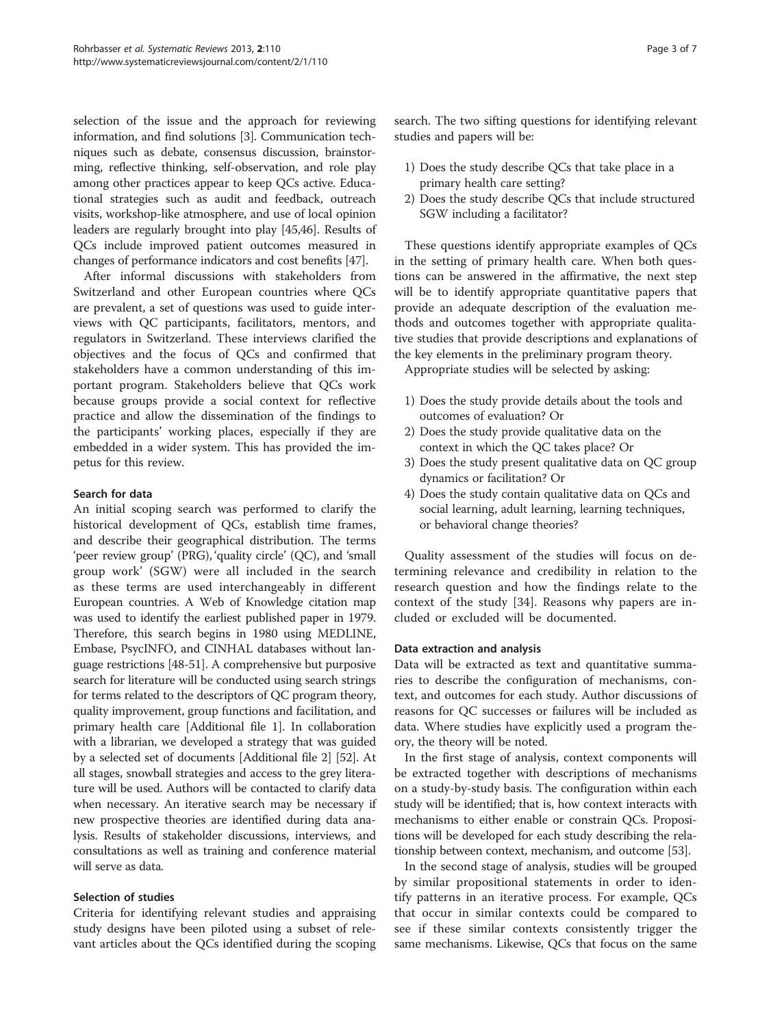selection of the issue and the approach for reviewing information, and find solutions [3]. Communication techniques such as debate, consensus discussion, brainstorming, reflective thinking, self-observation, and role play among other practices appear to keep QCs active. Educational strategies such as audit and feedback, outreach visits, workshop-like atmosphere, and use of local opinion leaders are regularly brought into play [45,46]. Results of QCs include improved patient outcomes measured in changes of performance indicators and cost benefits [47].

After informal discussions with stakeholders from Switzerland and other European countries where QCs are prevalent, a set of questions was used to guide interviews with QC participants, facilitators, mentors, and regulators in Switzerland. These interviews clarified the objectives and the focus of QCs and confirmed that stakeholders have a common understanding of this important program. Stakeholders believe that QCs work because groups provide a social context for reflective practice and allow the dissemination of the findings to the participants' working places, especially if they are embedded in a wider system. This has provided the impetus for this review.

#### Search for data

An initial scoping search was performed to clarify the historical development of QCs, establish time frames, and describe their geographical distribution. The terms 'peer review group' (PRG), 'quality circle' (QC), and 'small group work' (SGW) were all included in the search as these terms are used interchangeably in different European countries. A Web of Knowledge citation map was used to identify the earliest published paper in 1979. Therefore, this search begins in 1980 using MEDLINE, Embase, PsycINFO, and CINHAL databases without language restrictions [48-51]. A comprehensive but purposive search for literature will be conducted using search strings for terms related to the descriptors of QC program theory, quality improvement, group functions and facilitation, and primary health care [Additional file 1]. In collaboration with a librarian, we developed a strategy that was guided by a selected set of documents [Additional file 2] [52]. At all stages, snowball strategies and access to the grey literature will be used. Authors will be contacted to clarify data when necessary. An iterative search may be necessary if new prospective theories are identified during data analysis. Results of stakeholder discussions, interviews, and consultations as well as training and conference material will serve as data.

#### Selection of studies

Criteria for identifying relevant studies and appraising study designs have been piloted using a subset of relevant articles about the QCs identified during the scoping search. The two sifting questions for identifying relevant studies and papers will be:

1) Does the study describe QCs that take place in a primary health care setting?
2) Does the study describe QCs that include structured SGW including a facilitator?

These questions identify appropriate examples of QCs in the setting of primary health care. When both questions can be answered in the affirmative, the next step will be to identify appropriate quantitative papers that provide an adequate description of the evaluation methods and outcomes together with appropriate qualitative studies that provide descriptions and explanations of the key elements in the preliminary program theory.

Appropriate studies will be selected by asking:

1) Does the study provide details about the tools and outcomes of evaluation? Or
2) Does the study provide qualitative data on the context in which the QC takes place? Or
3) Does the study present qualitative data on QC group dynamics or facilitation? Or
4) Does the study contain qualitative data on QCs and social learning, adult learning, learning techniques, or behavioral change theories?

Quality assessment of the studies will focus on determining relevance and credibility in relation to the research question and how the findings relate to the context of the study [34]. Reasons why papers are included or excluded will be documented.

#### Data extraction and analysis

Data will be extracted as text and quantitative summaries to describe the configuration of mechanisms, context, and outcomes for each study. Author discussions of reasons for QC successes or failures will be included as data. Where studies have explicitly used a program theory, the theory will be noted.

In the first stage of analysis, context components will be extracted together with descriptions of mechanisms on a study-by-study basis. The configuration within each study will be identified; that is, how context interacts with mechanisms to either enable or constrain QCs. Propositions will be developed for each study describing the relationship between context, mechanism, and outcome [53].

In the second stage of analysis, studies will be grouped by similar propositional statements in order to identify patterns in an iterative process. For example, QCs that occur in similar contexts could be compared to see if these similar contexts consistently trigger the same mechanisms. Likewise, QCs that focus on the same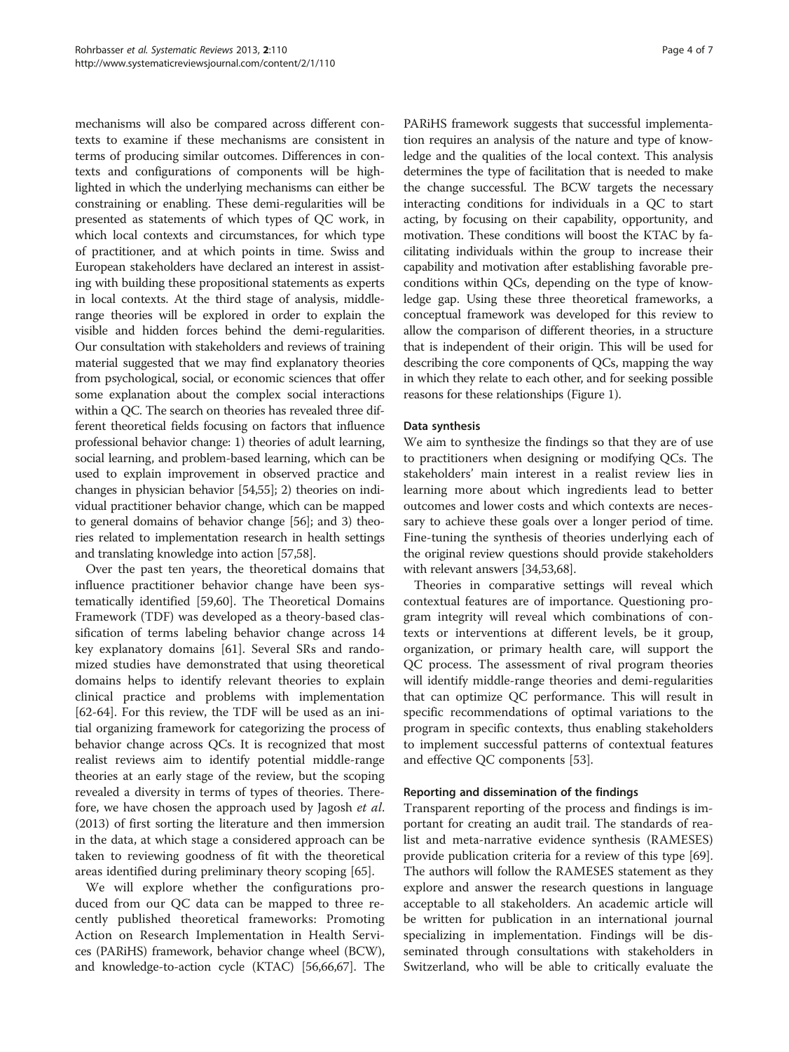mechanisms will also be compared across different contexts to examine if these mechanisms are consistent in terms of producing similar outcomes. Differences in contexts and configurations of components will be highlighted in which the underlying mechanisms can either be constraining or enabling. These demi-regularities will be presented as statements of which types of QC work, in which local contexts and circumstances, for which type of practitioner, and at which points in time. Swiss and European stakeholders have declared an interest in assisting with building these propositional statements as experts in local contexts. At the third stage of analysis, middle-range theories will be explored in order to explain the visible and hidden forces behind the demi-regularities. Our consultation with stakeholders and reviews of training material suggested that we may find explanatory theories from psychological, social, or economic sciences that offer some explanation about the complex social interactions within a QC. The search on theories has revealed three different theoretical fields focusing on factors that influence professional behavior change: 1) theories of adult learning, social learning, and problem-based learning, which can be used to explain improvement in observed practice and changes in physician behavior [54,55]; 2) theories on individual practitioner behavior change, which can be mapped to general domains of behavior change [56]; and 3) theories related to implementation research in health settings and translating knowledge into action [57,58].

Over the past ten years, the theoretical domains that influence practitioner behavior change have been systematically identified [59,60]. The Theoretical Domains Framework (TDF) was developed as a theory-based classification of terms labeling behavior change across 14 key explanatory domains [61]. Several SRs and randomized studies have demonstrated that using theoretical domains helps to identify relevant theories to explain clinical practice and problems with implementation [62-64]. For this review, the TDF will be used as an initial organizing framework for categorizing the process of behavior change across QCs. It is recognized that most realist reviews aim to identify potential middle-range theories at an early stage of the review, but the scoping revealed a diversity in terms of types of theories. Therefore, we have chosen the approach used by Jagosh *et al*. (2013) of first sorting the literature and then immersion in the data, at which stage a considered approach can be taken to reviewing goodness of fit with the theoretical areas identified during preliminary theory scoping [65].

We will explore whether the configurations produced from our QC data can be mapped to three recently published theoretical frameworks: Promoting Action on Research Implementation in Health Services (PARiHS) framework, behavior change wheel (BCW), and knowledge-to-action cycle (KTAC) [56,66,67]. The PARiHS framework suggests that successful implementation requires an analysis of the nature and type of knowledge and the qualities of the local context. This analysis determines the type of facilitation that is needed to make the change successful. The BCW targets the necessary interacting conditions for individuals in a QC to start acting, by focusing on their capability, opportunity, and motivation. These conditions will boost the KTAC by facilitating individuals within the group to increase their capability and motivation after establishing favorable preconditions within QCs, depending on the type of knowledge gap. Using these three theoretical frameworks, a conceptual framework was developed for this review to allow the comparison of different theories, in a structure that is independent of their origin. This will be used for describing the core components of QCs, mapping the way in which they relate to each other, and for seeking possible reasons for these relationships (Figure 1).

### Data synthesis

We aim to synthesize the findings so that they are of use to practitioners when designing or modifying QCs. The stakeholders' main interest in a realist review lies in learning more about which ingredients lead to better outcomes and lower costs and which contexts are necessary to achieve these goals over a longer period of time. Fine-tuning the synthesis of theories underlying each of the original review questions should provide stakeholders with relevant answers [34,53,68].

Theories in comparative settings will reveal which contextual features are of importance. Questioning program integrity will reveal which combinations of contexts or interventions at different levels, be it group, organization, or primary health care, will support the QC process. The assessment of rival program theories will identify middle-range theories and demi-regularities that can optimize QC performance. This will result in specific recommendations of optimal variations to the program in specific contexts, thus enabling stakeholders to implement successful patterns of contextual features and effective QC components [53].

### Reporting and dissemination of the findings

Transparent reporting of the process and findings is important for creating an audit trail. The standards of realist and meta-narrative evidence synthesis (RAMESES) provide publication criteria for a review of this type [69]. The authors will follow the RAMESES statement as they explore and answer the research questions in language acceptable to all stakeholders. An academic article will be written for publication in an international journal specializing in implementation. Findings will be disseminated through consultations with stakeholders in Switzerland, who will be able to critically evaluate the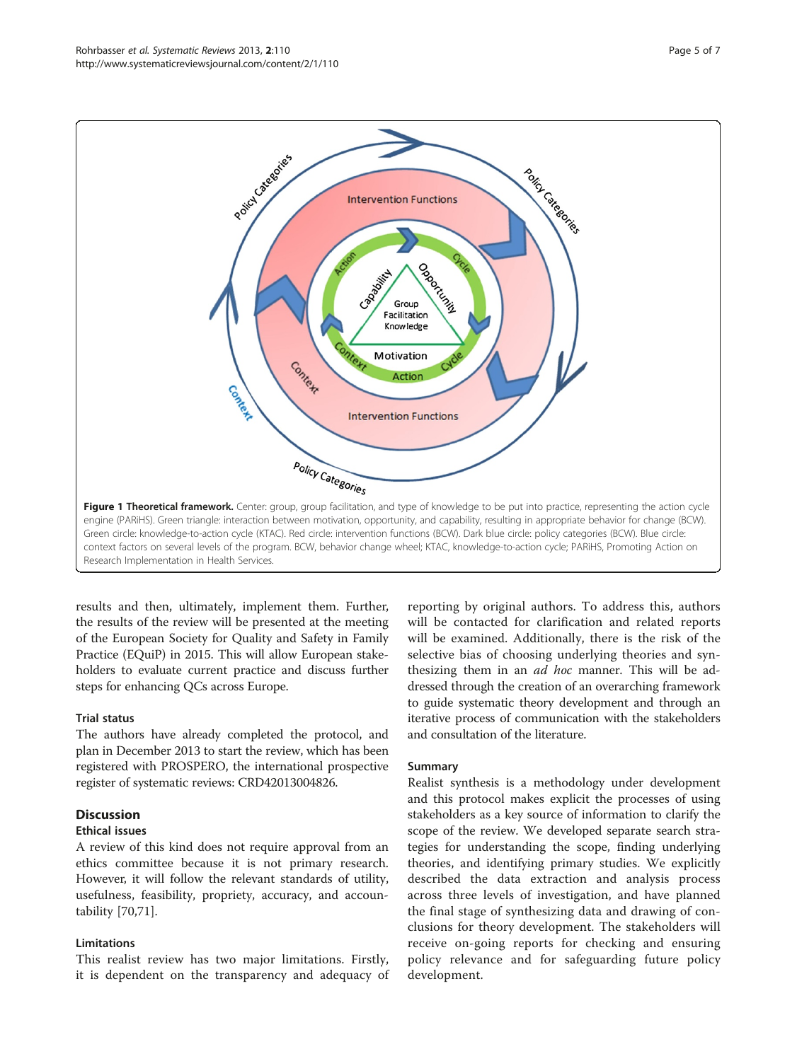**Figure 1 Theoretical framework.** Center: group, group facilitation, and type of knowledge to be put into practice, representing the action cycle engine (PARiHS). Green triangle: interaction between motivation, opportunity, and capability, resulting in appropriate behavior for change (BCW). Green circle: knowledge-to-action cycle (KTAC). Red circle: intervention functions (BCW). Dark blue circle: policy categories (BCW). Blue circle: context factors on several levels of the program. BCW, behavior change wheel; KTAC, knowledge-to-action cycle; PARiHS, Promoting Action on Research Implementation in Health Services.

results and then, ultimately, implement them. Further, the results of the review will be presented at the meeting of the European Society for Quality and Safety in Family Practice (EQuiP) in 2015. This will allow European stakeholders to evaluate current practice and discuss further steps for enhancing QCs across Europe.

### Trial status

The authors have already completed the protocol, and plan in December 2013 to start the review, which has been registered with PROSPERO, the international prospective register of systematic reviews: CRD42013004826.

## Discussion

### Ethical issues

A review of this kind does not require approval from an ethics committee because it is not primary research. However, it will follow the relevant standards of utility, usefulness, feasibility, propriety, accuracy, and accountability [70,71].

### Limitations

This realist review has two major limitations. Firstly, it is dependent on the transparency and adequacy of reporting by original authors. To address this, authors will be contacted for clarification and related reports will be examined. Additionally, there is the risk of the selective bias of choosing underlying theories and synthesizing them in an *ad hoc* manner. This will be addressed through the creation of an overarching framework to guide systematic theory development and through an iterative process of communication with the stakeholders and consultation of the literature.

### Summary

Realist synthesis is a methodology under development and this protocol makes explicit the processes of using stakeholders as a key source of information to clarify the scope of the review. We developed separate search strategies for understanding the scope, finding underlying theories, and identifying primary studies. We explicitly described the data extraction and analysis process across three levels of investigation, and have planned the final stage of synthesizing data and drawing of conclusions for theory development. The stakeholders will receive on-going reports for checking and ensuring policy relevance and for safeguarding future policy development.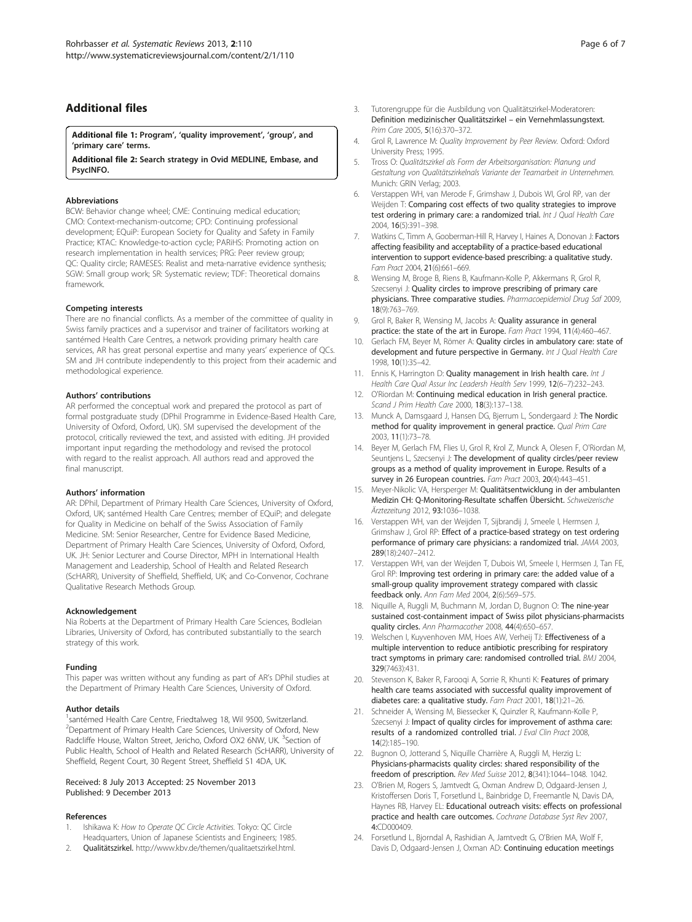## Additional files

**Additional file 1: Program', 'quality improvement', 'group', and 'primary care' terms.**

**Additional file 2: Search strategy in Ovid MEDLINE, Embase, and PsycINFO.**

#### Abbreviations

BCW: Behavior change wheel; CME: Continuing medical education; CMO: Context-mechanism-outcome; CPD: Continuing professional development; EQuiP: European Society for Quality and Safety in Family Practice; KTAC: Knowledge-to-action cycle; PARiHS: Promoting action on research implementation in health services; PRG: Peer review group; QC: Quality circle; RAMESES: Realist and meta-narrative evidence synthesis; SGW: Small group work; SR: Systematic review; TDF: Theoretical domains framework.

#### Competing interests

There are no financial conflicts. As a member of the committee of quality in Swiss family practices and a supervisor and trainer of facilitators working at santémed Health Care Centres, a network providing primary health care services, AR has great personal expertise and many years' experience of QCs. SM and JH contribute independently to this project from their academic and methodological experience.

#### Authors' contributions

AR performed the conceptual work and prepared the protocol as part of formal postgraduate study (DPhil Programme in Evidence-Based Health Care, University of Oxford, Oxford, UK). SM supervised the development of the protocol, critically reviewed the text, and assisted with editing. JH provided important input regarding the methodology and revised the protocol with regard to the realist approach. All authors read and approved the final manuscript.

#### Authors' information

AR: DPhil, Department of Primary Health Care Sciences, University of Oxford, Oxford, UK; santémed Health Care Centres; member of EQuiP; and delegate for Quality in Medicine on behalf of the Swiss Association of Family Medicine. SM: Senior Researcher, Centre for Evidence Based Medicine, Department of Primary Health Care Sciences, University of Oxford, Oxford, UK. JH: Senior Lecturer and Course Director, MPH in International Health Management and Leadership, School of Health and Related Research (ScHARR), University of Sheffield, Sheffield, UK; and Co-Convenor, Cochrane Qualitative Research Methods Group.

#### Acknowledgement

Nia Roberts at the Department of Primary Health Care Sciences, Bodleian Libraries, University of Oxford, has contributed substantially to the search strategy of this work.

#### Funding

This paper was written without any funding as part of AR's DPhil studies at the Department of Primary Health Care Sciences, University of Oxford.

#### Author details

[1]santémed Health Care Centre, Friedtalweg 18, Wil 9500, Switzerland. [2]Department of Primary Health Care Sciences, University of Oxford, New Radcliffe House, Walton Street, Jericho, Oxford OX2 6NW, UK. [3]Section of Public Health, School of Health and Related Research (ScHARR), University of Sheffield, Regent Court, 30 Regent Street, Sheffield S1 4DA, UK.

Received: 8 July 2013 Accepted: 25 November 2013
Published: 9 December 2013

#### References

1. Ishikawa K: *How to Operate QC Circle Activities*. Tokyo: QC Circle Headquarters, Union of Japanese Scientists and Engineers; 1985.
2. **Qualitätszirkel.** http://www.kbv.de/themen/qualitaetszirkel.html.
3. Tutorengruppe für die Ausbildung von Qualitätszirkel-Moderatoren: **Definition medizinischer Qualitätszirkel – ein Vernehmlassungstext.** *Prim Care* 2005, **5**(16):370–372.
4. Grol R, Lawrence M: *Quality Improvement by Peer Review*. Oxford: Oxford University Press; 1995.
5. Tross O: *Qualitätszirkel als Form der Arbeitsorganisation: Planung und Gestaltung von Qualitätszirkelnals Variante der Teamarbeit in Unternehmen*. Munich: GRIN Verlag; 2003.
6. Verstappen WH, van Merode F, Grimshaw J, Dubois WI, Grol RP, van der Weijden T: **Comparing cost effects of two quality strategies to improve test ordering in primary care: a randomized trial.** *Int J Qual Health Care* 2004, **16**(5):391–398.
7. Watkins C, Timm A, Gooberman-Hill R, Harvey I, Haines A, Donovan J: **Factors affecting feasibility and acceptability of a practice-based educational intervention to support evidence-based prescribing: a qualitative study.** *Fam Pract* 2004, **21**(6):661–669.
8. Wensing M, Broge B, Riens B, Kaufmann-Kolle P, Akkermans R, Grol R, Szecsenyi J: **Quality circles to improve prescribing of primary care physicians. Three comparative studies.** *Pharmacoepidemiol Drug Saf* 2009, **18**(9):763–769.
9. Grol R, Baker R, Wensing M, Jacobs A: **Quality assurance in general practice: the state of the art in Europe.** *Fam Pract* 1994, **11**(4):460–467.
10. Gerlach FM, Beyer M, Römer A: **Quality circles in ambulatory care: state of development and future perspective in Germany.** *Int J Qual Health Care* 1998, **10**(1):35–42.
11. Ennis K, Harrington D: **Quality management in Irish health care.** *Int J Health Care Qual Assur Inc Leadersh Health Serv* 1999, **12**(6–7):232–243.
12. O'Riordan M: **Continuing medical education in Irish general practice.** *Scand J Prim Health Care* 2000, **18**(3):137–138.
13. Munck A, Damsgaard J, Hansen DG, Bjerrum L, Sondergaard J: **The Nordic method for quality improvement in general practice.** *Qual Prim Care* 2003, **11**(1):73–78.
14. Beyer M, Gerlach FM, Flies U, Grol R, Krol Z, Munck A, Olesen F, O'Riordan M, Seuntjens L, Szecsenyi J: **The development of quality circles/peer review groups as a method of quality improvement in Europe. Results of a survey in 26 European countries.** *Fam Pract* 2003, **20**(4):443–451.
15. Meyer-Nikolic VA, Hersperger M: **Qualitätsentwicklung in der ambulanten Medizin CH: Q-Monitoring-Resultate schaffen Übersicht.** *Schweizerische Ärztezeitung* 2012, **93:**1036–1038.
16. Verstappen WH, van der Weijden T, Sijbrandij J, Smeele I, Hermsen J, Grimshaw J, Grol RP: **Effect of a practice-based strategy on test ordering performance of primary care physicians: a randomized trial.** *JAMA* 2003, **289**(18):2407–2412.
17. Verstappen WH, van der Weijden T, Dubois WI, Smeele I, Hermsen J, Tan FE, Grol RP: **Improving test ordering in primary care: the added value of a small-group quality improvement strategy compared with classic feedback only.** *Ann Fam Med* 2004, **2**(6):569–575.
18. Niquille A, Ruggli M, Buchmann M, Jordan D, Bugnon O: **The nine-year sustained cost-containment impact of Swiss pilot physicians-pharmacists quality circles.** *Ann Pharmacother* 2008, **44**(4):650–657.
19. Welschen I, Kuyvenhoven MM, Hoes AW, Verheij TJ: **Effectiveness of a multiple intervention to reduce antibiotic prescribing for respiratory tract symptoms in primary care: randomised controlled trial.** *BMJ* 2004, **329**(7463):431.
20. Stevenson K, Baker R, Farooqi A, Sorrie R, Khunti K: **Features of primary health care teams associated with successful quality improvement of diabetes care: a qualitative study.** *Fam Pract* 2001, **18**(1):21–26.
21. Schneider A, Wensing M, Biessecker K, Quinzler R, Kaufmann-Kolle P, Szecsenyi J: **Impact of quality circles for improvement of asthma care: results of a randomized controlled trial.** *J Eval Clin Pract* 2008, **14**(2):185–190.
22. Bugnon O, Jotterand S, Niquille Charrière A, Ruggli M, Herzig L: **Physicians-pharmacists quality circles: shared responsibility of the freedom of prescription.** *Rev Med Suisse* 2012, **8**(341):1044–1048. 1042.
23. O'Brien M, Rogers S, Jamtvedt G, Oxman Andrew D, Odgaard-Jensen J, Kristoffersen Doris T, Forsetlund L, Bainbridge D, Freemantle N, Davis DA, Haynes RB, Harvey EL: **Educational outreach visits: effects on professional practice and health care outcomes.** *Cochrane Database Syst Rev* 2007, **4:**CD000409.
24. Forsetlund L, Bjorndal A, Rashidian A, Jamtvedt G, O'Brien MA, Wolf F, Davis D, Odgaard-Jensen J, Oxman AD: **Continuing education meetings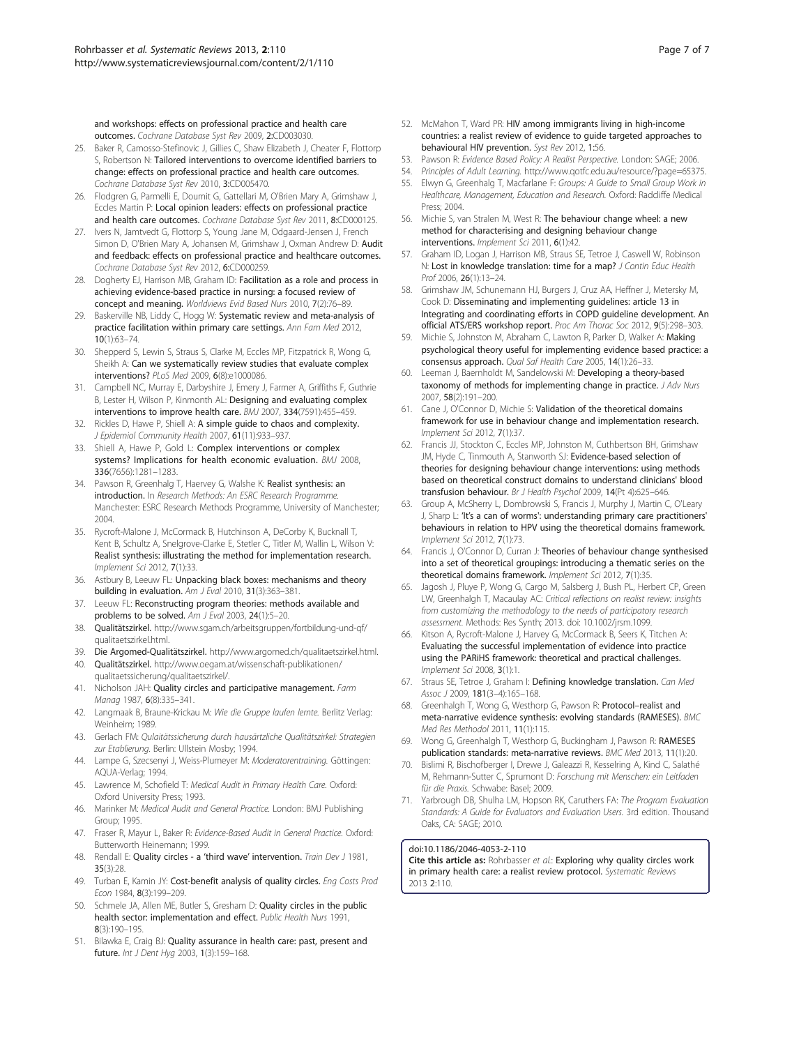and workshops: effects on professional practice and health care outcomes. *Cochrane Database Syst Rev* 2009, **2**:CD003030.

25. Baker R, Camosso-Stefinovic J, Gillies C, Shaw Elizabeth J, Cheater F, Flottorp S, Robertson N: **Tailored interventions to overcome identified barriers to change: effects on professional practice and health care outcomes.** *Cochrane Database Syst Rev* 2010, **3**:CD005470.
26. Flodgren G, Parmelli E, Doumit G, Gattellari M, O'Brien Mary A, Grimshaw J, Eccles Martin P: **Local opinion leaders: effects on professional practice and health care outcomes.** *Cochrane Database Syst Rev* 2011, **8**:CD000125.
27. Ivers N, Jamtvedt G, Flottorp S, Young Jane M, Odgaard-Jensen J, French Simon D, O'Brien Mary A, Johansen M, Grimshaw J, Oxman Andrew D: **Audit and feedback: effects on professional practice and healthcare outcomes.** *Cochrane Database Syst Rev* 2012, **6**:CD000259.
28. Dogherty EJ, Harrison MB, Graham ID: **Facilitation as a role and process in achieving evidence-based practice in nursing: a focused review of concept and meaning.** *Worldviews Evid Based Nurs* 2010, **7**(2):76–89.
29. Baskerville NB, Liddy C, Hogg W: **Systematic review and meta-analysis of practice facilitation within primary care settings.** *Ann Fam Med* 2012, **10**(1):63–74.
30. Shepperd S, Lewin S, Straus S, Clarke M, Eccles MP, Fitzpatrick R, Wong G, Sheikh A: **Can we systematically review studies that evaluate complex interventions?** *PLoS Med* 2009, **6**(8):e1000086.
31. Campbell NC, Murray E, Darbyshire J, Emery J, Farmer A, Griffiths F, Guthrie B, Lester H, Wilson P, Kinmonth AL: **Designing and evaluating complex interventions to improve health care.** *BMJ* 2007, **334**(7591):455–459.
32. Rickles D, Hawe P, Shiell A: **A simple guide to chaos and complexity.** *J Epidemiol Community Health* 2007, **61**(11):933–937.
33. Shiell A, Hawe P, Gold L: **Complex interventions or complex systems? Implications for health economic evaluation.** *BMJ* 2008, **336**(7656):1281–1283.
34. Pawson R, Greenhalg T, Haervey G, Walshe K: **Realist synthesis: an introduction.** In *Research Methods: An ESRC Research Programme.* Manchester: ESRC Research Methods Programme, University of Manchester; 2004.
35. Rycroft-Malone J, McCormack B, Hutchinson A, DeCorby K, Bucknall T, Kent B, Schultz A, Snelgrove-Clarke E, Stetler C, Titler M, Wallin L, Wilson V: **Realist synthesis: illustrating the method for implementation research.** *Implement Sci* 2012, **7**(1):33.
36. Astbury B, Leeuw FL: **Unpacking black boxes: mechanisms and theory building in evaluation.** *Am J Eval* 2010, **31**(3):363–381.
37. Leeuw FL: **Reconstructing program theories: methods available and problems to be solved.** *Am J Eval* 2003, **24**(1):5–20.
38. **Qualitätszirkel.** http://www.sgam.ch/arbeitsgruppen/fortbildung-und-qf/qualitaetszirkel.html.
39. **Die Argomed-Qualitätszirkel.** http://www.argomed.ch/qualitaetszirkel.html.
40. **Qualitätszirkel.** http://www.oegam.at/wissenschaft-publikationen/qualitaetssicherung/qualitaetszirkel/.
41. Nicholson JAH: **Quality circles and participative management.** *Farm Manag* 1987, **6**(8):335–341.
42. Langmaak B, Braune-Krickau M: *Wie die Gruppe laufen lernte.* Berlitz Verlag: Weinheim; 1989.
43. Gerlach FM: *Qulaitätssicherung durch hausärtzliche Qualitätszirkel: Strategien zur Etablierung.* Berlin: Ullstein Mosby; 1994.
44. Lampe G, Szecsenyi J, Weiss-Plumeyer M: *Moderatorentraining.* Göttingen: AQUA-Verlag; 1994.
45. Lawrence M, Schofield T: *Medical Audit in Primary Health Care.* Oxford: Oxford University Press; 1993.
46. Marinker M: *Medical Audit and General Practice.* London: BMJ Publishing Group; 1995.
47. Fraser R, Mayur L, Baker R: *Evidence-Based Audit in General Practice.* Oxford: Butterworth Heinemann; 1999.
48. Rendall E: **Quality circles - a 'third wave' intervention.** *Train Dev J* 1981, **35**(3):28.
49. Turban E, Kamin JY: **Cost-benefit analysis of quality circles.** *Eng Costs Prod Econ* 1984, **8**(3):199–209.
50. Schmele JA, Allen ME, Butler S, Gresham D: **Quality circles in the public health sector: implementation and effect.** *Public Health Nurs* 1991, **8**(3):190–195.
51. Bilawka E, Craig BJ: **Quality assurance in health care: past, present and future.** *Int J Dent Hyg* 2003, **1**(3):159–168.
52. McMahon T, Ward PR: **HIV among immigrants living in high-income countries: a realist review of evidence to guide targeted approaches to behavioural HIV prevention.** *Syst Rev* 2012, **1**:56.
53. Pawson R: *Evidence Based Policy: A Realist Perspective.* London: SAGE; 2006.
54. *Principles of Adult Learning.* http://www.qotfc.edu.au/resource/?page=65375.
55. Elwyn G, Greenhalg T, Macfarlane F: *Groups: A Guide to Small Group Work in Healthcare, Management, Education and Research.* Oxford: Radcliffe Medical Press; 2004.
56. Michie S, van Stralen M, West R: **The behaviour change wheel: a new method for characterising and designing behaviour change interventions.** *Implement Sci* 2011, **6**(1):42.
57. Graham ID, Logan J, Harrison MB, Straus SE, Tetroe J, Caswell W, Robinson N: **Lost in knowledge translation: time for a map?** *J Contin Educ Health Prof* 2006, **26**(1):13–24.
58. Grimshaw JM, Schunemann HJ, Burgers J, Cruz AA, Heffner J, Metersky M, Cook D: **Disseminating and implementing guidelines: article 13 in Integrating and coordinating efforts in COPD guideline development. An official ATS/ERS workshop report.** *Proc Am Thorac Soc* 2012, **9**(5):298–303.
59. Michie S, Johnston M, Abraham C, Lawton R, Parker D, Walker A: **Making psychological theory useful for implementing evidence based practice: a consensus approach.** *Qual Saf Health Care* 2005, **14**(1):26–33.
60. Leeman J, Baernholdt M, Sandelowski M: **Developing a theory-based taxonomy of methods for implementing change in practice.** *J Adv Nurs* 2007, **58**(2):191–200.
61. Cane J, O'Connor D, Michie S: **Validation of the theoretical domains framework for use in behaviour change and implementation research.** *Implement Sci* 2012, **7**(1):37.
62. Francis JJ, Stockton C, Eccles MP, Johnston M, Cuthbertson BH, Grimshaw JM, Hyde C, Tinmouth A, Stanworth SJ: **Evidence-based selection of theories for designing behaviour change interventions: using methods based on theoretical construct domains to understand clinicians' blood transfusion behaviour.** *Br J Health Psychol* 2009, **14**(Pt 4):625–646.
63. Group A, McSherry L, Dombrowski S, Francis J, Murphy J, Martin C, O'Leary J, Sharp L: **'It's a can of worms': understanding primary care practitioners' behaviours in relation to HPV using the theoretical domains framework.** *Implement Sci* 2012, **7**(1):73.
64. Francis J, O'Connor D, Curran J: **Theories of behaviour change synthesised into a set of theoretical groupings: introducing a thematic series on the theoretical domains framework.** *Implement Sci* 2012, **7**(1):35.
65. Jagosh J, Pluye P, Wong G, Cargo M, Salsberg J, Bush PL, Herbert CP, Green LW, Greenhalgh T, Macaulay AC: *Critical reflections on realist review: insights from customizing the methodology to the needs of participatory research assessment.* Methods: Res Synth; 2013. doi: 10.1002/jrsm.1099.
66. Kitson A, Rycroft-Malone J, Harvey G, McCormack B, Seers K, Titchen A: **Evaluating the successful implementation of evidence into practice using the PARiHS framework: theoretical and practical challenges.** *Implement Sci* 2008, **3**(1):1.
67. Straus SE, Tetroe J, Graham I: **Defining knowledge translation.** *Can Med Assoc J* 2009, **181**(3–4):165–168.
68. Greenhalgh T, Wong G, Westhorp G, Pawson R: **Protocol–realist and meta-narrative evidence synthesis: evolving standards (RAMESES).** *BMC Med Res Methodol* 2011, **11**(1):115.
69. Wong G, Greenhalgh T, Westhorp G, Buckingham J, Pawson R: **RAMESES publication standards: meta-narrative reviews.** *BMC Med* 2013, **11**(1):20.
70. Bislimi R, Bischofberger I, Drewe J, Galeazzi R, Kesselring A, Kind C, Salathé M, Rehmann-Sutter C, Sprumont D: *Forschung mit Menschen: ein Leitfaden für die Praxis.* Schwabe: Basel; 2009.
71. Yarbrough DB, Shulha LM, Hopson RK, Caruthers FA: *The Program Evaluation Standards: A Guide for Evaluators and Evaluation Users.* 3rd edition. Thousand Oaks, CA: SAGE; 2010.

doi:10.1186/2046-4053-2-110

**Cite this article as:** Rohrbasser *et al.*: Exploring why quality circles work in primary health care: a realist review protocol. *Systematic Reviews* 2013 **2**:110.